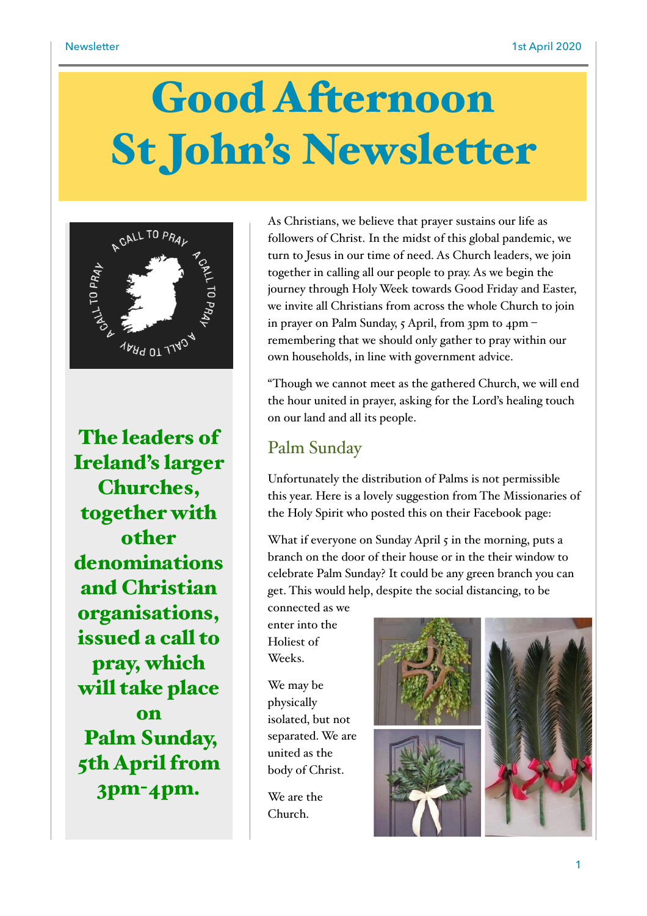# Good Afternoon St John's Newsletter

**The leaders of Ireland's larger Churches, together with other denominations and Christian organisations, issued a call to pray, which will take place on Palm Sunday, 5th April from 3pm-4pm.**

As Christians, we believe that prayer sustains our life as followers of Christ. In the midst of this global pandemic, we turn to Jesus in our time of need. As Church leaders, we join together in calling all our people to pray. As we begin the journey through Holy Week towards Good Friday and Easter, we invite all Christians from across the whole Church to join in prayer on Palm Sunday, 5 April, from 3pm to 4pm – remembering that we should only gather to pray within our own households, in line with government advice.

"Though we cannot meet as the gathered Church, we will end the hour united in prayer, asking for the Lord's healing touch on our land and all its people.

## Palm Sunday

Unfortunately the distribution of Palms is not permissible this year. Here is a lovely suggestion from The Missionaries of the Holy Spirit who posted this on their Facebook page:

What if everyone on Sunday April 5 in the morning, puts a branch on the door of their house or in the their window to celebrate Palm Sunday? It could be any green branch you can get. This would help, despite the social distancing, to be connected as we enter into the Holiest of Weeks.

We may be physically isolated, but not separated. We are united as the body of Christ.

We are the Church.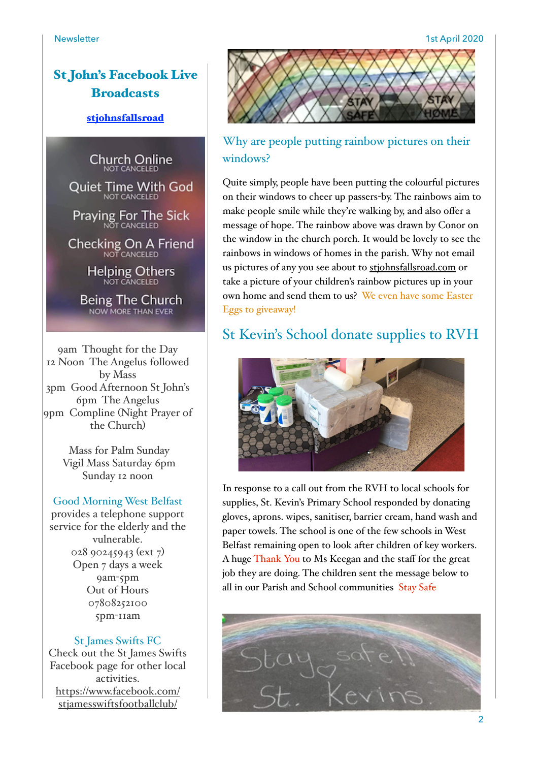## St John's Facebook Live Broadcasts

stjohnsfallsroad

Church Online
NOT CANCELED
Quiet Time With God
NOT CANCELED
Praying For The Sick
NOT CANCELED
Checking On A Friend
NOT CANCELED
Helping Others
NOT CANCELED
Being The Church
NOW MORE THAN EVER

9am Thought for the Day
12 Noon The Angelus followed by Mass
3pm Good Afternoon St John's
6pm The Angelus
9pm Compline (Night Prayer of the Church)

Mass for Palm Sunday
Vigil Mass Saturday 6pm
Sunday 12 noon

**Good Morning West Belfast**
provides a telephone support service for the elderly and the vulnerable.
028 90245943 (ext 7)
Open 7 days a week
9am-5pm
Out of Hours
07808252100
5pm-11am

**St James Swifts FC**
Check out the St James Swifts Facebook page for other local activities.
https://www.facebook.com/stjamesswiftsfootballclub/

STAY SAFE STAY HOME

## Why are people putting rainbow pictures on their windows?

Quite simply, people have been putting the colourful pictures on their windows to cheer up passers-by. The rainbows aim to make people smile while they're walking by, and also offer a message of hope. The rainbow above was drawn by Conor on the window in the church porch. It would be lovely to see the rainbows in windows of homes in the parish. Why not email us pictures of any you see about to stjohnsfallsroad.com or take a picture of your children's rainbow pictures up in your own home and send them to us? We even have some Easter Eggs to giveaway!

## St Kevin's School donate supplies to RVH

In response to a call out from the RVH to local schools for supplies, St. Kevin's Primary School responded by donating gloves, aprons. wipes, sanitiser, barrier cream, hand wash and paper towels. The school is one of the few schools in West Belfast remaining open to look after children of key workers. A huge Thank You to Ms Keegan and the staff for the great job they are doing. The children sent the message below to all in our Parish and School communities Stay Safe

Stay safe!! St. Kevins